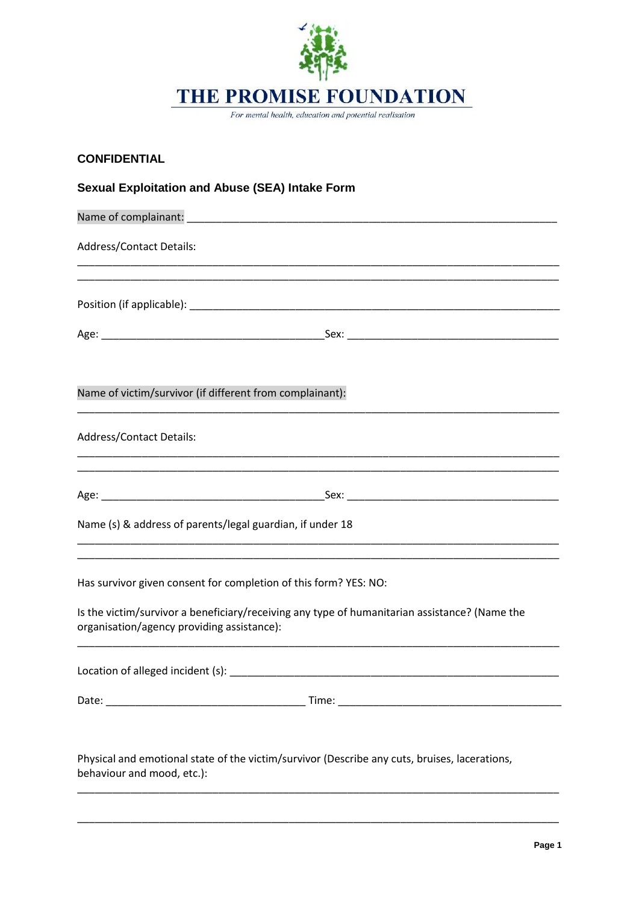# THE PROMISE FOUNDATION

*For mental health, education and potential realisation*

**CONFIDENTIAL**

## Sexual Exploitation and Abuse (SEA) Intake Form

Name of complainant: ___________________________________________________________

Address/Contact Details:

_______________________________________________________________________________

_______________________________________________________________________________

Position (if applicable): _______________________________________________________

Age: ____________________________________ Sex: ___________________________________

Name of victim/survivor (if different from complainant):

_______________________________________________________________________________

Address/Contact Details:

_______________________________________________________________________________

_______________________________________________________________________________

Age: ____________________________________ Sex: ___________________________________

Name (s) & address of parents/legal guardian, if under 18

_______________________________________________________________________________

_______________________________________________________________________________

Has survivor given consent for completion of this form? YES: NO:

Is the victim/survivor a beneficiary/receiving any type of humanitarian assistance? (Name the organisation/agency providing assistance):

_______________________________________________________________________________

Location of alleged incident (s): _______________________________________________

Date: _________________________________ Time: ______________________________________

Physical and emotional state of the victim/survivor (Describe any cuts, bruises, lacerations, behaviour and mood, etc.):

_______________________________________________________________________________

_______________________________________________________________________________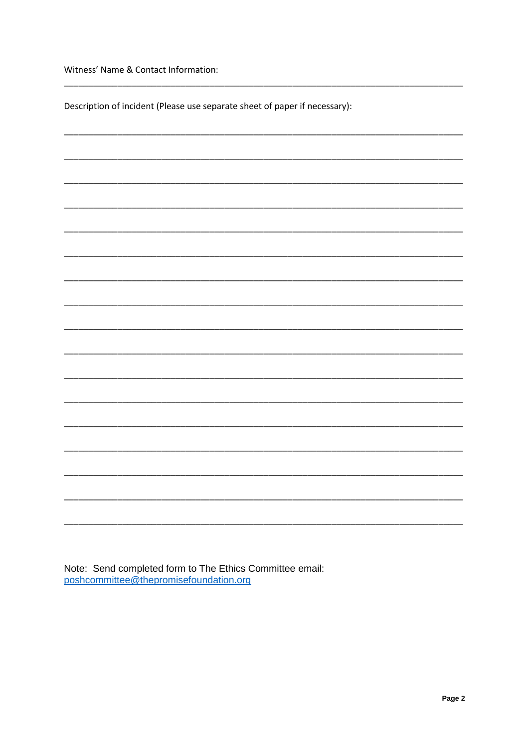Witness' Name & Contact Information:

_______________________________________________________________________________

Description of incident (Please use separate sheet of paper if necessary):

_______________________________________________________________________________

_______________________________________________________________________________

_______________________________________________________________________________

_______________________________________________________________________________

_______________________________________________________________________________

_______________________________________________________________________________

_______________________________________________________________________________

_______________________________________________________________________________

_______________________________________________________________________________

_______________________________________________________________________________

_______________________________________________________________________________

_______________________________________________________________________________

_______________________________________________________________________________

_______________________________________________________________________________

_______________________________________________________________________________

_______________________________________________________________________________

_______________________________________________________________________________

Note: Send completed form to The Ethics Committee email:
poshcommittee@thepromisefoundation.org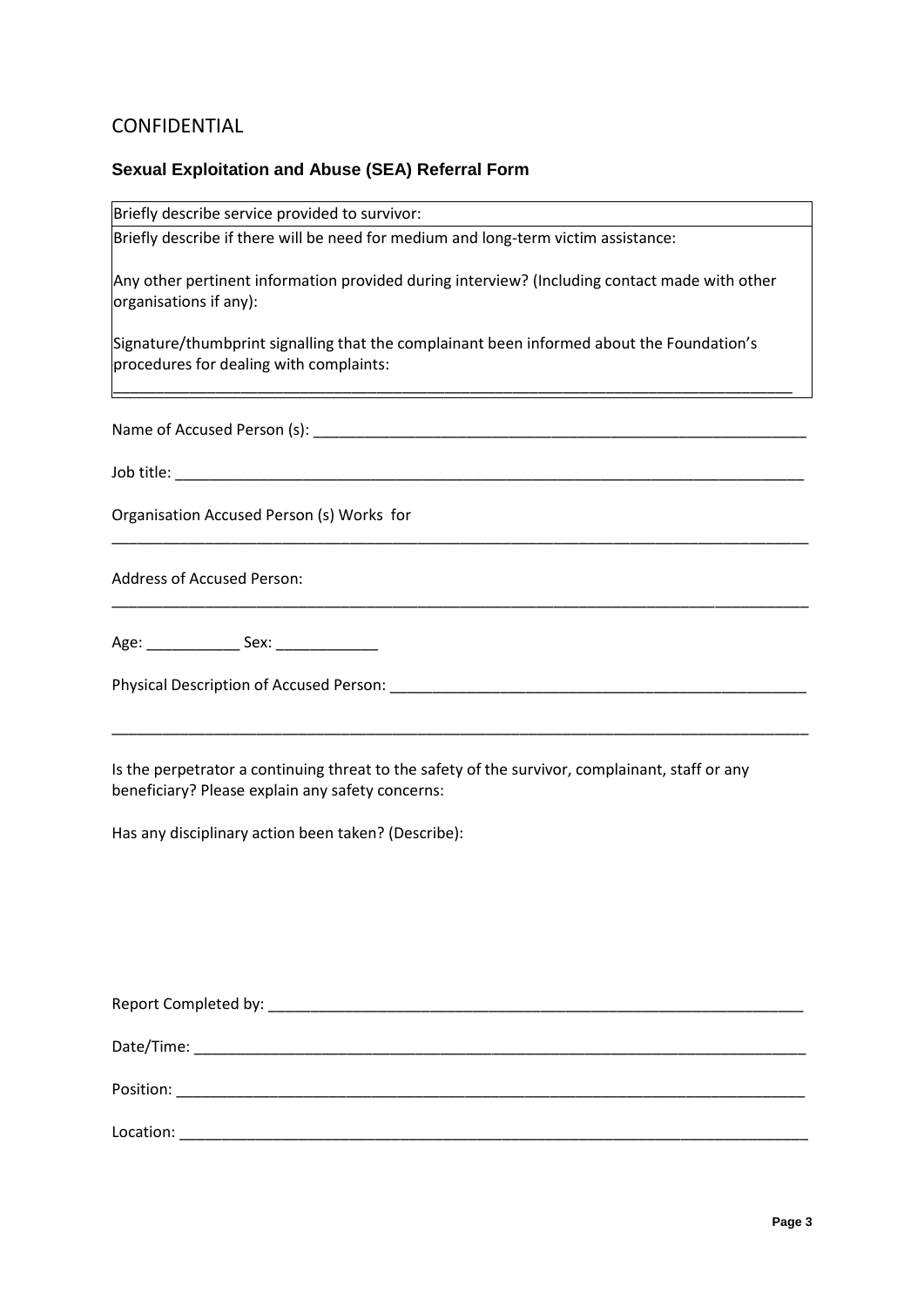CONFIDENTIAL

### Sexual Exploitation and Abuse (SEA) Referral Form

| Briefly describe service provided to survivor: |
|---|
| Briefly describe if there will be need for medium and long-term victim assistance:<br><br>Any other pertinent information provided during interview? (Including contact made with other organisations if any):<br><br>Signature/thumbprint signalling that the complainant been informed about the Foundation's procedures for dealing with complaints:<br>________________________________________________________________________________ |

Name of Accused Person (s): ____________________________________________________________

Job title: ____________________________________________________________________________

Organisation Accused Person (s) Works for

______________________________________________________________________________________

Address of Accused Person:

______________________________________________________________________________________

Age: ___________ Sex: ____________

Physical Description of Accused Person: ___________________________________________________

______________________________________________________________________________________

Is the perpetrator a continuing threat to the safety of the survivor, complainant, staff or any beneficiary? Please explain any safety concerns:

Has any disciplinary action been taken? (Describe):

Report Completed by: _________________________________________________________________

Date/Time: __________________________________________________________________________

Position: ____________________________________________________________________________

Location: ____________________________________________________________________________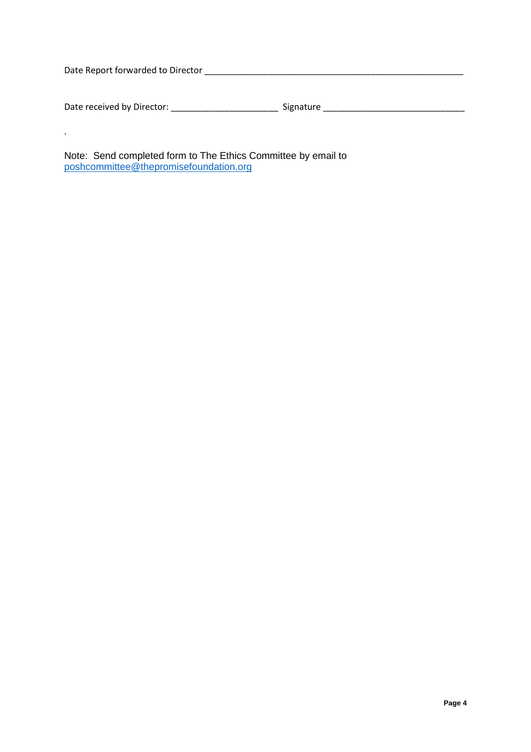Date Report forwarded to Director ________________________________________________________

Date received by Director: _______________________ Signature ______________________________

.

Note: Send completed form to The Ethics Committee by email to poshcommittee@thepromisefoundation.org